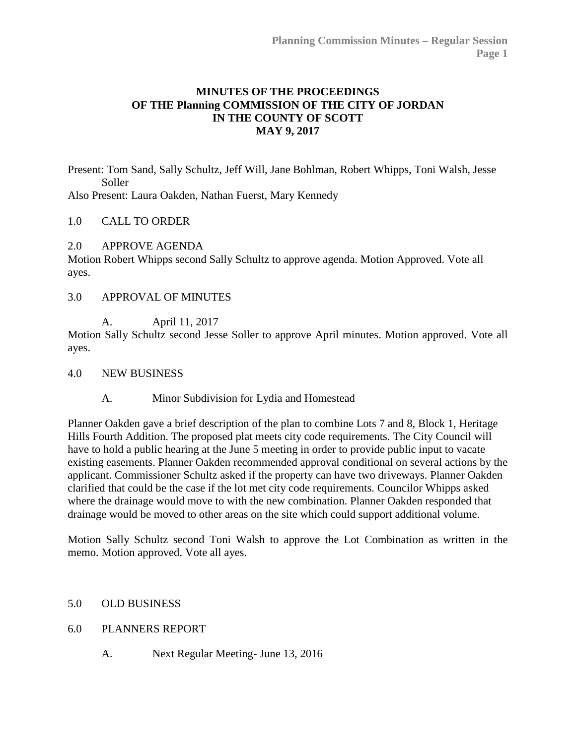# MINUTES OF THE PROCEEDINGS
# OF THE Planning COMMISSION OF THE CITY OF JORDAN
# IN THE COUNTY OF SCOTT
# MAY 9, 2017

Present: Tom Sand, Sally Schultz, Jeff Will, Jane Bohlman, Robert Whipps, Toni Walsh, Jesse Soller

Also Present: Laura Oakden, Nathan Fuerst, Mary Kennedy

1.0 CALL TO ORDER

2.0 APPROVE AGENDA

Motion Robert Whipps second Sally Schultz to approve agenda. Motion Approved. Vote all ayes.

3.0 APPROVAL OF MINUTES

A. April 11, 2017

Motion Sally Schultz second Jesse Soller to approve April minutes. Motion approved. Vote all ayes.

4.0 NEW BUSINESS

A. Minor Subdivision for Lydia and Homestead

Planner Oakden gave a brief description of the plan to combine Lots 7 and 8, Block 1, Heritage Hills Fourth Addition. The proposed plat meets city code requirements. The City Council will have to hold a public hearing at the June 5 meeting in order to provide public input to vacate existing easements. Planner Oakden recommended approval conditional on several actions by the applicant. Commissioner Schultz asked if the property can have two driveways. Planner Oakden clarified that could be the case if the lot met city code requirements. Councilor Whipps asked where the drainage would move to with the new combination. Planner Oakden responded that drainage would be moved to other areas on the site which could support additional volume.

Motion Sally Schultz second Toni Walsh to approve the Lot Combination as written in the memo. Motion approved. Vote all ayes.

5.0 OLD BUSINESS

6.0 PLANNERS REPORT

A. Next Regular Meeting- June 13, 2016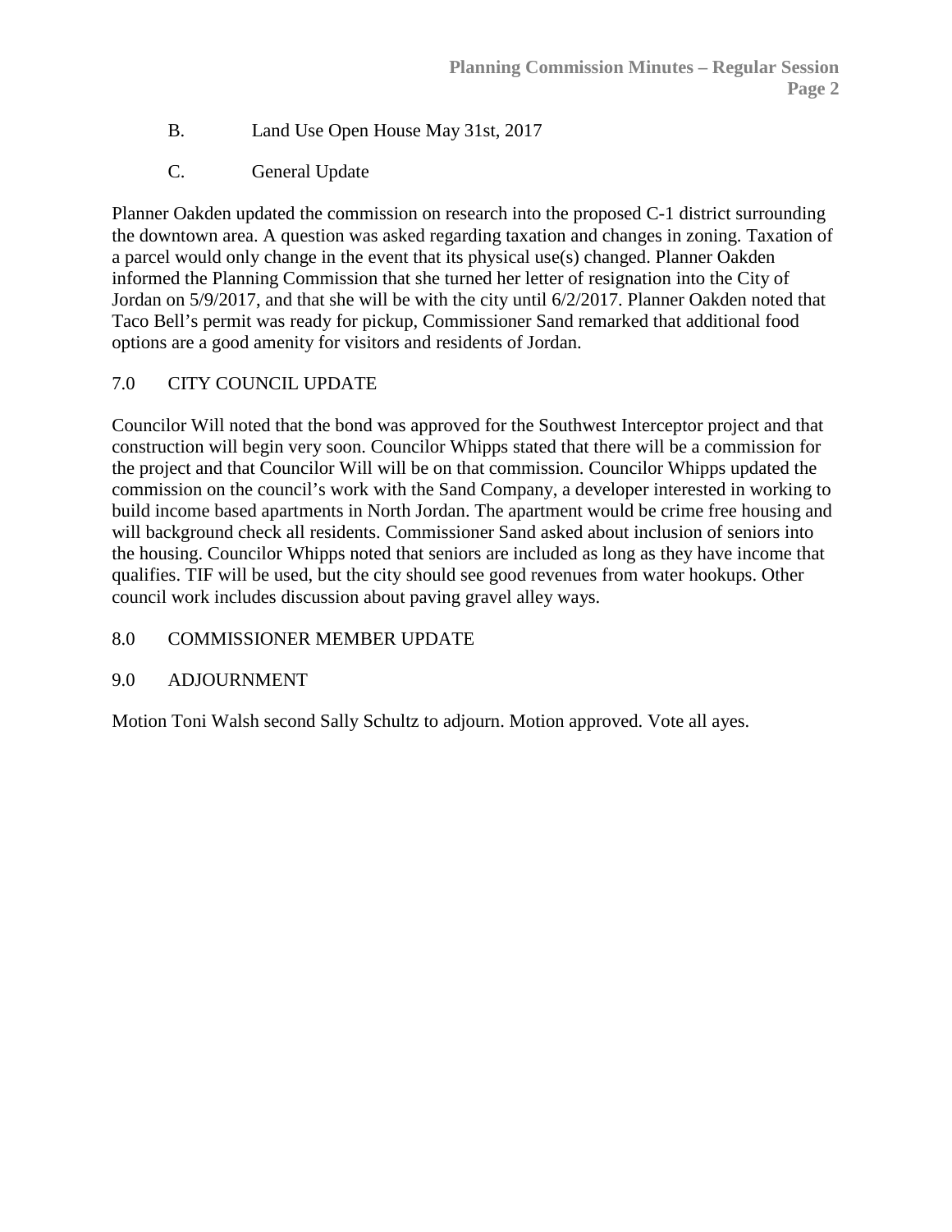B. Land Use Open House May 31st, 2017

C. General Update

Planner Oakden updated the commission on research into the proposed C-1 district surrounding the downtown area. A question was asked regarding taxation and changes in zoning. Taxation of a parcel would only change in the event that its physical use(s) changed. Planner Oakden informed the Planning Commission that she turned her letter of resignation into the City of Jordan on 5/9/2017, and that she will be with the city until 6/2/2017. Planner Oakden noted that Taco Bell's permit was ready for pickup, Commissioner Sand remarked that additional food options are a good amenity for visitors and residents of Jordan.

## 7.0 CITY COUNCIL UPDATE

Councilor Will noted that the bond was approved for the Southwest Interceptor project and that construction will begin very soon. Councilor Whipps stated that there will be a commission for the project and that Councilor Will will be on that commission. Councilor Whipps updated the commission on the council's work with the Sand Company, a developer interested in working to build income based apartments in North Jordan. The apartment would be crime free housing and will background check all residents. Commissioner Sand asked about inclusion of seniors into the housing. Councilor Whipps noted that seniors are included as long as they have income that qualifies. TIF will be used, but the city should see good revenues from water hookups. Other council work includes discussion about paving gravel alley ways.

## 8.0 COMMISSIONER MEMBER UPDATE

## 9.0 ADJOURNMENT

Motion Toni Walsh second Sally Schultz to adjourn. Motion approved. Vote all ayes.